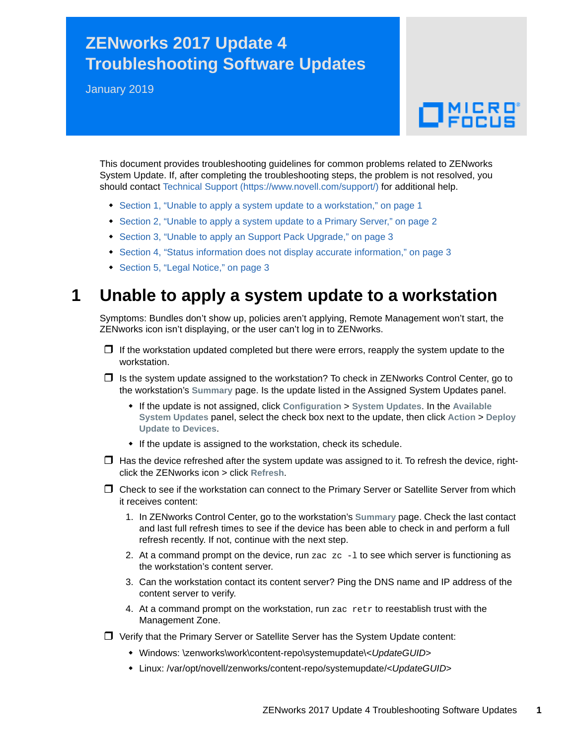# ZENworks 2017 Update 4 Troubleshooting Software Updates

January 2019

This document provides troubleshooting guidelines for common problems related to ZENworks System Update. If, after completing the troubleshooting steps, the problem is not resolved, you should contact Technical Support (https://www.novell.com/support/) for additional help.

- Section 1, "Unable to apply a system update to a workstation," on page 1
- Section 2, "Unable to apply a system update to a Primary Server," on page 2
- Section 3, "Unable to apply an Support Pack Upgrade," on page 3
- Section 4, "Status information does not display accurate information," on page 3
- Section 5, "Legal Notice," on page 3

## 1 Unable to apply a system update to a workstation

Symptoms: Bundles don't show up, policies aren't applying, Remote Management won't start, the ZENworks icon isn't displaying, or the user can't log in to ZENworks.

- ❒ If the workstation updated completed but there were errors, reapply the system update to the workstation.
- ❒ Is the system update assigned to the workstation? To check in ZENworks Control Center, go to the workstation's **Summary** page. Is the update listed in the Assigned System Updates panel.
  - If the update is not assigned, click **Configuration** > **System Updates**. In the **Available System Updates** panel, select the check box next to the update, then click **Action** > **Deploy Update to Devices**.
  - If the update is assigned to the workstation, check its schedule.
- ❒ Has the device refreshed after the system update was assigned to it. To refresh the device, right-click the ZENworks icon > click **Refresh**.
- ❒ Check to see if the workstation can connect to the Primary Server or Satellite Server from which it receives content:
  1. In ZENworks Control Center, go to the workstation's **Summary** page. Check the last contact and last full refresh times to see if the device has been able to check in and perform a full refresh recently. If not, continue with the next step.
  2. At a command prompt on the device, run `zac zc -l` to see which server is functioning as the workstation's content server.
  3. Can the workstation contact its content server? Ping the DNS name and IP address of the content server to verify.
  4. At a command prompt on the workstation, run `zac retr` to reestablish trust with the Management Zone.
- ❒ Verify that the Primary Server or Satellite Server has the System Update content:
  - Windows: \zenworks\work\content-repo\systemupdate\<*UpdateGUID*>
  - Linux: /var/opt/novell/zenworks/content-repo/systemupdate/<*UpdateGUID*>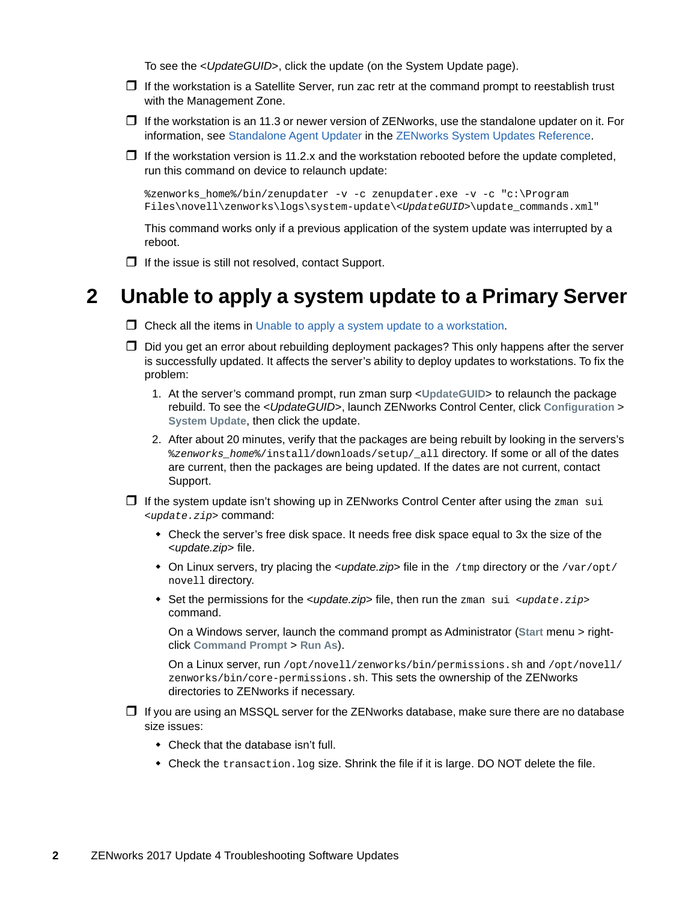To see the <*UpdateGUID*>, click the update (on the System Update page).

- ❒ If the workstation is a Satellite Server, run zac retr at the command prompt to reestablish trust with the Management Zone.
- ❒ If the workstation is an 11.3 or newer version of ZENworks, use the standalone updater on it. For information, see Standalone Agent Updater in the ZENworks System Updates Reference.
- ❒ If the workstation version is 11.2.x and the workstation rebooted before the update completed, run this command on device to relaunch update:

  ```
  %zenworks_home%/bin/zenupdater -v -c zenupdater.exe -v -c "c:\Program Files\novell\zenworks\logs\system-update\<UpdateGUID>\update_commands.xml"
  ```

  This command works only if a previous application of the system update was interrupted by a reboot.
- ❒ If the issue is still not resolved, contact Support.

# 2 Unable to apply a system update to a Primary Server

- ❒ Check all the items in Unable to apply a system update to a workstation.
- ❒ Did you get an error about rebuilding deployment packages? This only happens after the server is successfully updated. It affects the server's ability to deploy updates to workstations. To fix the problem:
  1. At the server's command prompt, run zman surp <**UpdateGUID**> to relaunch the package rebuild. To see the <*UpdateGUID*>, launch ZENworks Control Center, click **Configuration** > **System Update**, then click the update.
  2. After about 20 minutes, verify that the packages are being rebuilt by looking in the servers's `%zenworks_home%/install/downloads/setup/_all` directory. If some or all of the dates are current, then the packages are being updated. If the dates are not current, contact Support.
- ❒ If the system update isn't showing up in ZENworks Control Center after using the `zman sui <update.zip>` command:
  - Check the server's free disk space. It needs free disk space equal to 3x the size of the <*update.zip*> file.
  - On Linux servers, try placing the <*update.zip*> file in the `/tmp` directory or the `/var/opt/novell` directory.
  - Set the permissions for the <*update.zip*> file, then run the `zman sui <update.zip>` command.

    On a Windows server, launch the command prompt as Administrator (**Start** menu > right-click **Command Prompt** > **Run As**).

    On a Linux server, run `/opt/novell/zenworks/bin/permissions.sh` and `/opt/novell/zenworks/bin/core-permissions.sh`. This sets the ownership of the ZENworks directories to ZENworks if necessary.
- ❒ If you are using an MSSQL server for the ZENworks database, make sure there are no database size issues:
  - Check that the database isn't full.
  - Check the `transaction.log` size. Shrink the file if it is large. DO NOT delete the file.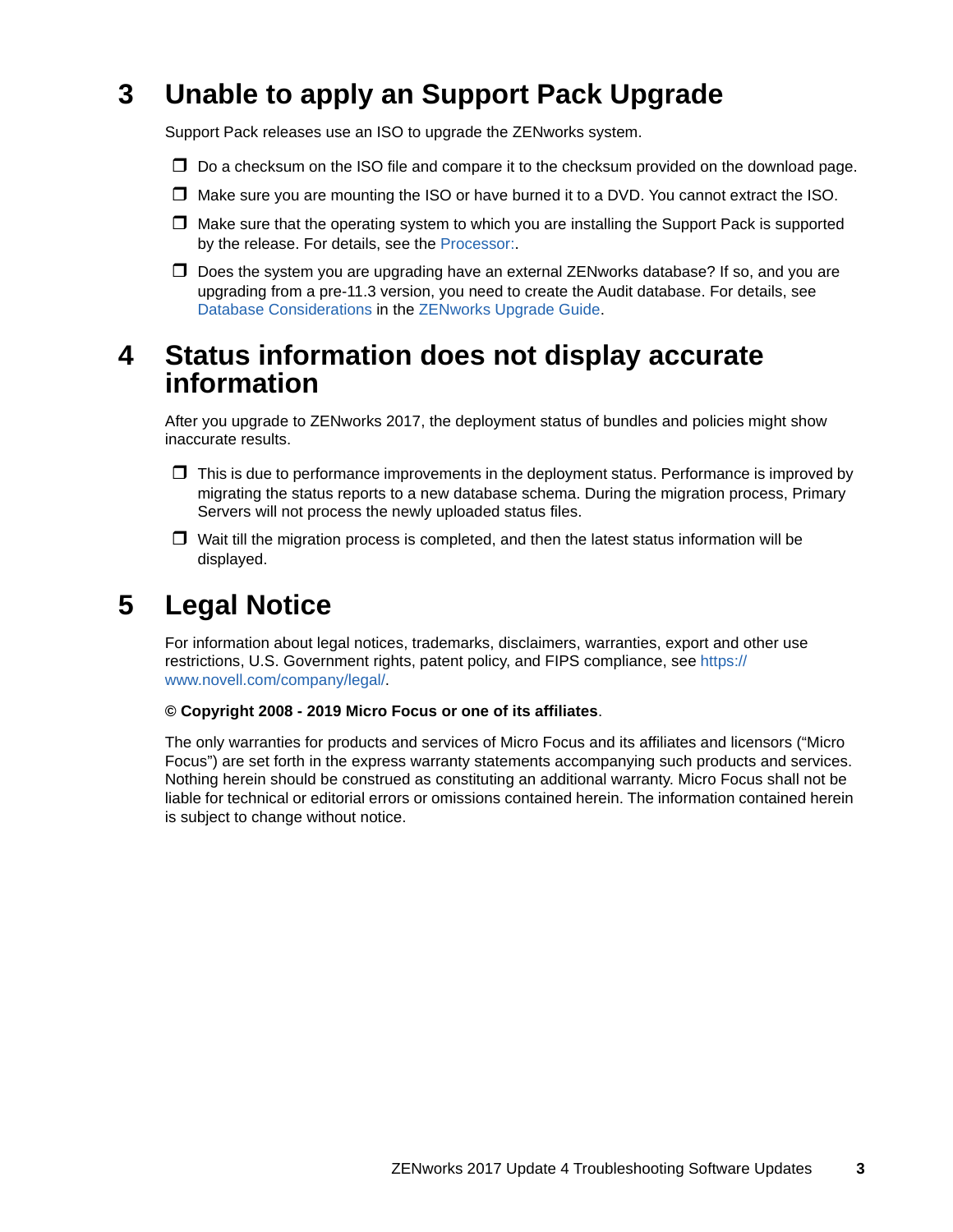# 3 Unable to apply an Support Pack Upgrade

Support Pack releases use an ISO to upgrade the ZENworks system.

- Do a checksum on the ISO file and compare it to the checksum provided on the download page.
- Make sure you are mounting the ISO or have burned it to a DVD. You cannot extract the ISO.
- Make sure that the operating system to which you are installing the Support Pack is supported by the release. For details, see the Processor:.
- Does the system you are upgrading have an external ZENworks database? If so, and you are upgrading from a pre-11.3 version, you need to create the Audit database. For details, see Database Considerations in the ZENworks Upgrade Guide.

# 4 Status information does not display accurate information

After you upgrade to ZENworks 2017, the deployment status of bundles and policies might show inaccurate results.

- This is due to performance improvements in the deployment status. Performance is improved by migrating the status reports to a new database schema. During the migration process, Primary Servers will not process the newly uploaded status files.
- Wait till the migration process is completed, and then the latest status information will be displayed.

# 5 Legal Notice

For information about legal notices, trademarks, disclaimers, warranties, export and other use restrictions, U.S. Government rights, patent policy, and FIPS compliance, see https://www.novell.com/company/legal/.

**© Copyright 2008 - 2019 Micro Focus or one of its affiliates**.

The only warranties for products and services of Micro Focus and its affiliates and licensors ("Micro Focus") are set forth in the express warranty statements accompanying such products and services. Nothing herein should be construed as constituting an additional warranty. Micro Focus shall not be liable for technical or editorial errors or omissions contained herein. The information contained herein is subject to change without notice.